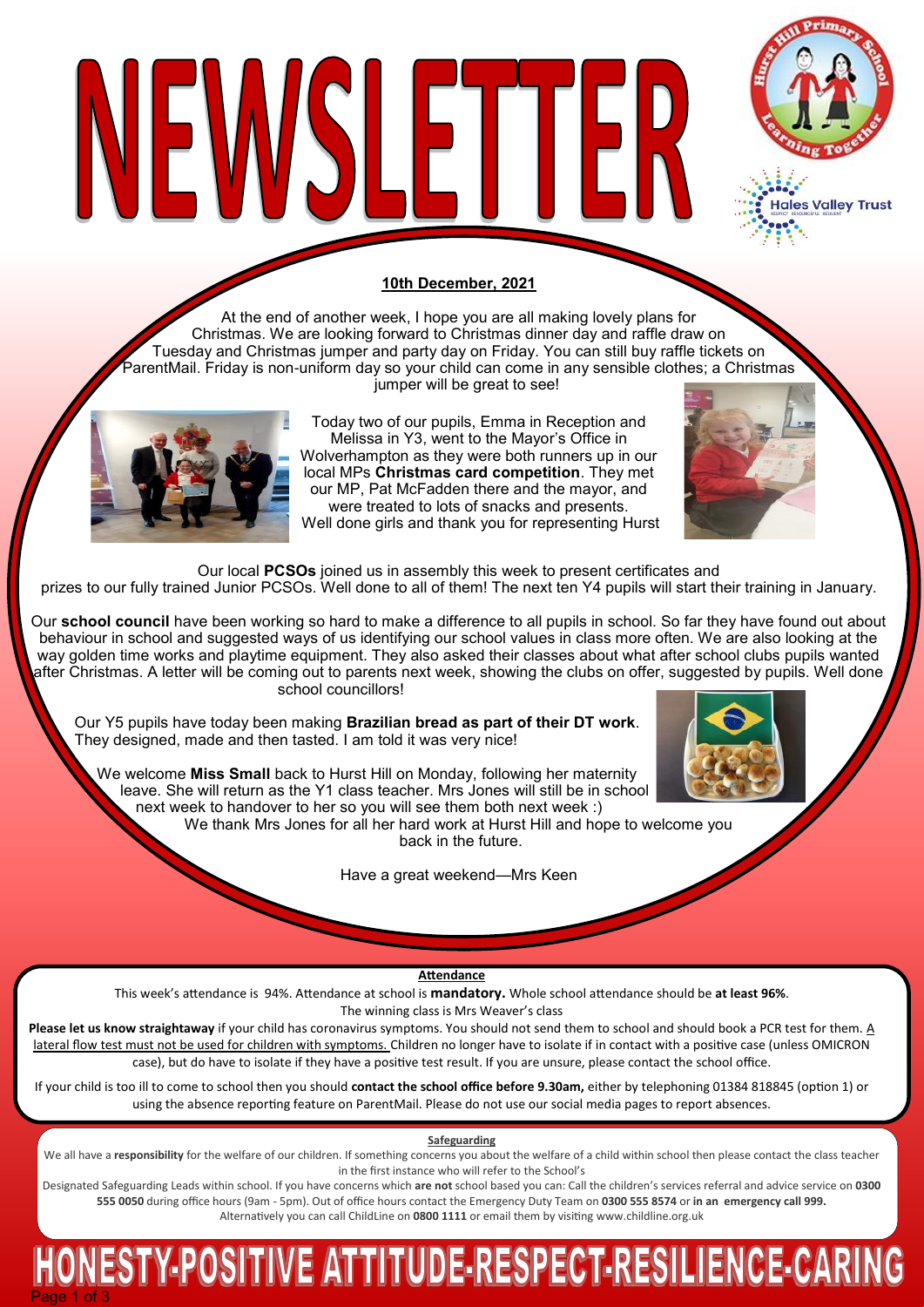# NEWSLETTER

**10th December, 2021**

At the end of another week, I hope you are all making lovely plans for Christmas. We are looking forward to Christmas dinner day and raffle draw on Tuesday and Christmas jumper and party day on Friday. You can still buy raffle tickets on ParentMail. Friday is non-uniform day so your child can come in any sensible clothes; a Christmas jumper will be great to see!

Today two of our pupils, Emma in Reception and Melissa in Y3, went to the Mayor's Office in Wolverhampton as they were both runners up in our local MPs **Christmas card competition**. They met our MP, Pat McFadden there and the mayor, and were treated to lots of snacks and presents. Well done girls and thank you for representing Hurst

Our local **PCSOs** joined us in assembly this week to present certificates and prizes to our fully trained Junior PCSOs. Well done to all of them! The next ten Y4 pupils will start their training in January.

Our **school council** have been working so hard to make a difference to all pupils in school. So far they have found out about behaviour in school and suggested ways of us identifying our school values in class more often. We are also looking at the way golden time works and playtime equipment. They also asked their classes about what after school clubs pupils wanted after Christmas. A letter will be coming out to parents next week, showing the clubs on offer, suggested by pupils. Well done school councillors!

Our Y5 pupils have today been making **Brazilian bread as part of their DT work**. They designed, made and then tasted. I am told it was very nice!

We welcome **Miss Small** back to Hurst Hill on Monday, following her maternity leave. She will return as the Y1 class teacher. Mrs Jones will still be in school next week to handover to her so you will see them both next week :)

We thank Mrs Jones for all her hard work at Hurst Hill and hope to welcome you back in the future.

Have a great weekend—Mrs Keen

## Attendance

This week's attendance is 94%. Attendance at school is **mandatory.** Whole school attendance should be **at least 96%**.

The winning class is Mrs Weaver's class

**Please let us know straightaway** if your child has coronavirus symptoms. You should not send them to school and should book a PCR test for them. A lateral flow test must not be used for children with symptoms. Children no longer have to isolate if in contact with a positive case (unless OMICRON case), but do have to isolate if they have a positive test result. If you are unsure, please contact the school office.

If your child is too ill to come to school then you should **contact the school office before 9.30am,** either by telephoning 01384 818845 (option 1) or using the absence reporting feature on ParentMail. Please do not use our social media pages to report absences.

## Safeguarding

We all have a **responsibility** for the welfare of our children. If something concerns you about the welfare of a child within school then please contact the class teacher in the first instance who will refer to the School's Designated Safeguarding Leads within school. If you have concerns which **are not** school based you can: Call the children's services referral and advice service on **0300 555 0050** during office hours (9am - 5pm). Out of office hours contact the Emergency Duty Team on **0300 555 8574** or **in an emergency call 999.** Alternatively you can call ChildLine on **0800 1111** or email them by visiting www.childline.org.uk

**HONESTY-POSITIVE ATTITUDE-RESPECT-RESILIENCE-CARING**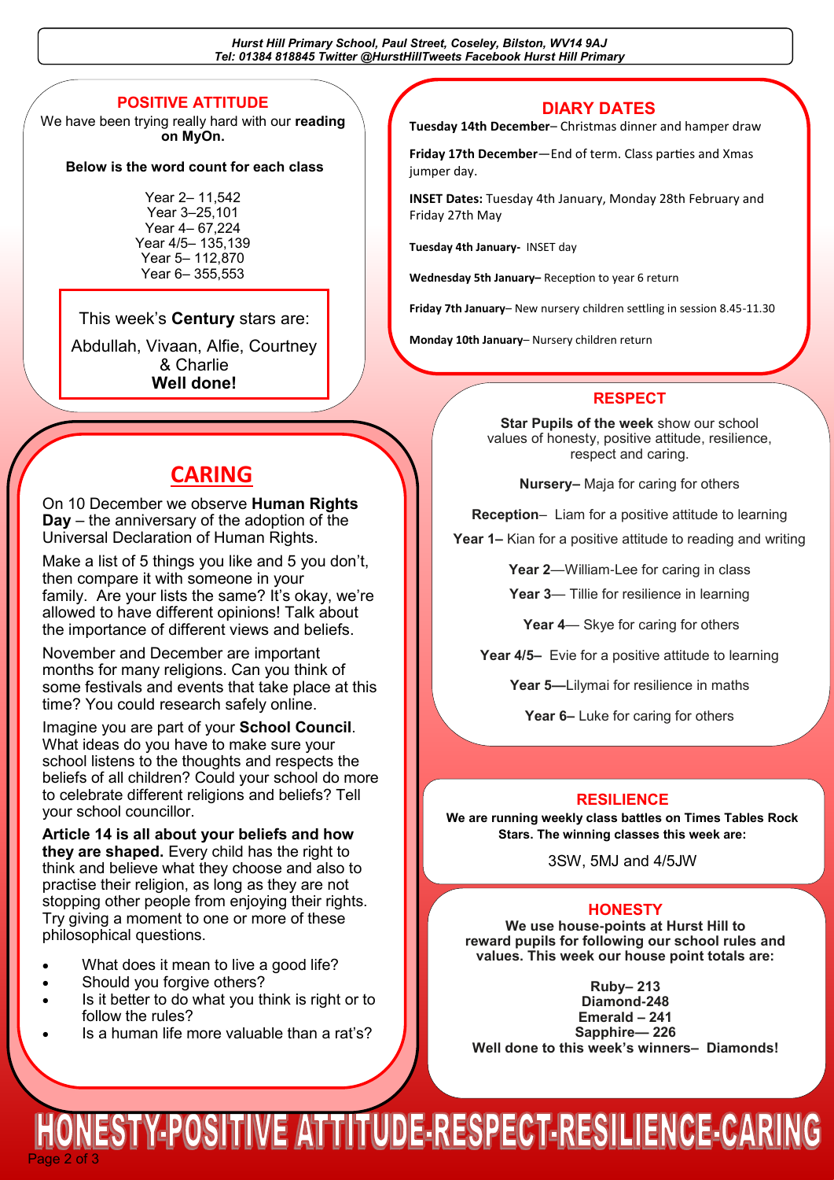## POSITIVE ATTITUDE

We have been trying really hard with our **reading on MyOn.**

**Below is the word count for each class**

Year 2– 11,542
Year 3–25,101
Year 4– 67,224
Year 4/5– 135,139
Year 5– 112,870
Year 6– 355,553

This week's **Century** stars are:

Abdullah, Vivaan, Alfie, Courtney & Charlie
**Well done!**

## CARING

On 10 December we observe **Human Rights Day** – the anniversary of the adoption of the Universal Declaration of Human Rights.

Make a list of 5 things you like and 5 you don't, then compare it with someone in your family. Are your lists the same? It's okay, we're allowed to have different opinions! Talk about the importance of different views and beliefs.

November and December are important months for many religions. Can you think of some festivals and events that take place at this time? You could research safely online.

Imagine you are part of your **School Council**. What ideas do you have to make sure your school listens to the thoughts and respects the beliefs of all children? Could your school do more to celebrate different religions and beliefs? Tell your school councillor.

**Article 14 is all about your beliefs and how they are shaped.** Every child has the right to think and believe what they choose and also to practise their religion, as long as they are not stopping other people from enjoying their rights. Try giving a moment to one or more of these philosophical questions.

- What does it mean to live a good life?
- Should you forgive others?
- Is it better to do what you think is right or to follow the rules?
- Is a human life more valuable than a rat's?

## DIARY DATES

**Tuesday 14th December**– Christmas dinner and hamper draw

**Friday 17th December**—End of term. Class parties and Xmas jumper day.

**INSET Dates:** Tuesday 4th January, Monday 28th February and Friday 27th May

**Tuesday 4th January-** INSET day

**Wednesday 5th January–** Reception to year 6 return

**Friday 7th January**– New nursery children settling in session 8.45-11.30

**Monday 10th January**– Nursery children return

## RESPECT

**Star Pupils of the week** show our school values of honesty, positive attitude, resilience, respect and caring.

**Nursery–** Maja for caring for others

**Reception**– Liam for a positive attitude to learning

**Year 1–** Kian for a positive attitude to reading and writing

**Year 2**—William-Lee for caring in class

**Year 3**— Tillie for resilience in learning

**Year 4**— Skye for caring for others

**Year 4/5–** Evie for a positive attitude to learning

**Year 5—**Lilymai for resilience in maths

**Year 6–** Luke for caring for others

## RESILIENCE

**We are running weekly class battles on Times Tables Rock Stars. The winning classes this week are:**

3SW, 5MJ and 4/5JW

## HONESTY

**We use house-points at Hurst Hill to reward pupils for following our school rules and values. This week our house point totals are:**

**Ruby– 213**
**Diamond-248**
**Emerald – 241**
**Sapphire— 226**
**Well done to this week's winners– Diamonds!**

# HONESTY-POSITIVE ATTITUDE-RESPECT-RESILIENCE-CARING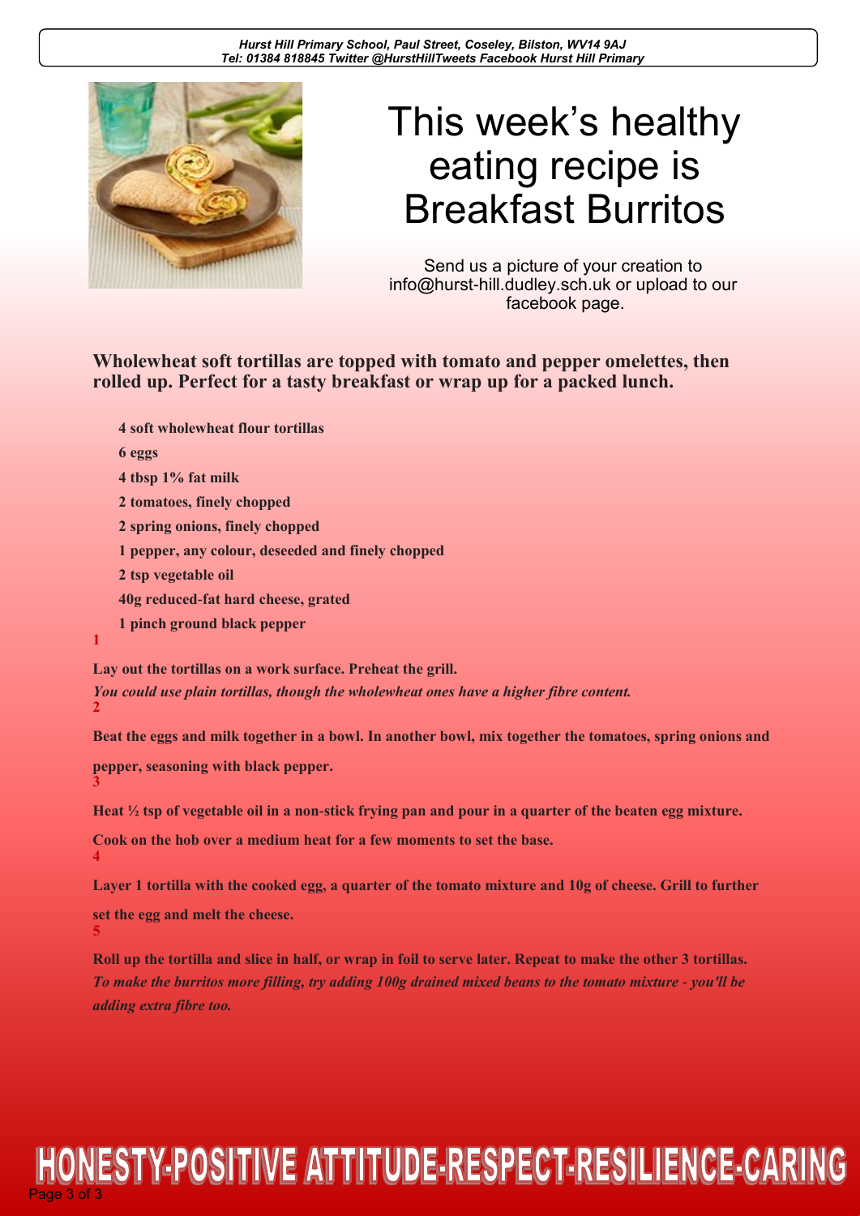# This week's healthy eating recipe is Breakfast Burritos

Send us a picture of your creation to info@hurst-hill.dudley.sch.uk or upload to our facebook page.

**Wholewheat soft tortillas are topped with tomato and pepper omelettes, then rolled up. Perfect for a tasty breakfast or wrap up for a packed lunch.**

- **4 soft wholewheat flour tortillas**
- **6 eggs**
- **4 tbsp 1% fat milk**
- **2 tomatoes, finely chopped**
- **2 spring onions, finely chopped**
- **1 pepper, any colour, deseeded and finely chopped**
- **2 tsp vegetable oil**
- **40g reduced-fat hard cheese, grated**
- **1 pinch ground black pepper**

**1**

**Lay out the tortillas on a work surface. Preheat the grill.**

***You could use plain tortillas, though the wholewheat ones have a higher fibre content.***

**2**

**Beat the eggs and milk together in a bowl. In another bowl, mix together the tomatoes, spring onions and pepper, seasoning with black pepper.**

**3**

**Heat ½ tsp of vegetable oil in a non-stick frying pan and pour in a quarter of the beaten egg mixture. Cook on the hob over a medium heat for a few moments to set the base.**

**4**

**Layer 1 tortilla with the cooked egg, a quarter of the tomato mixture and 10g of cheese. Grill to further set the egg and melt the cheese.**

**5**

**Roll up the tortilla and slice in half, or wrap in foil to serve later. Repeat to make the other 3 tortillas.**

***To make the burritos more filling, try adding 100g drained mixed beans to the tomato mixture - you'll be adding extra fibre too.***